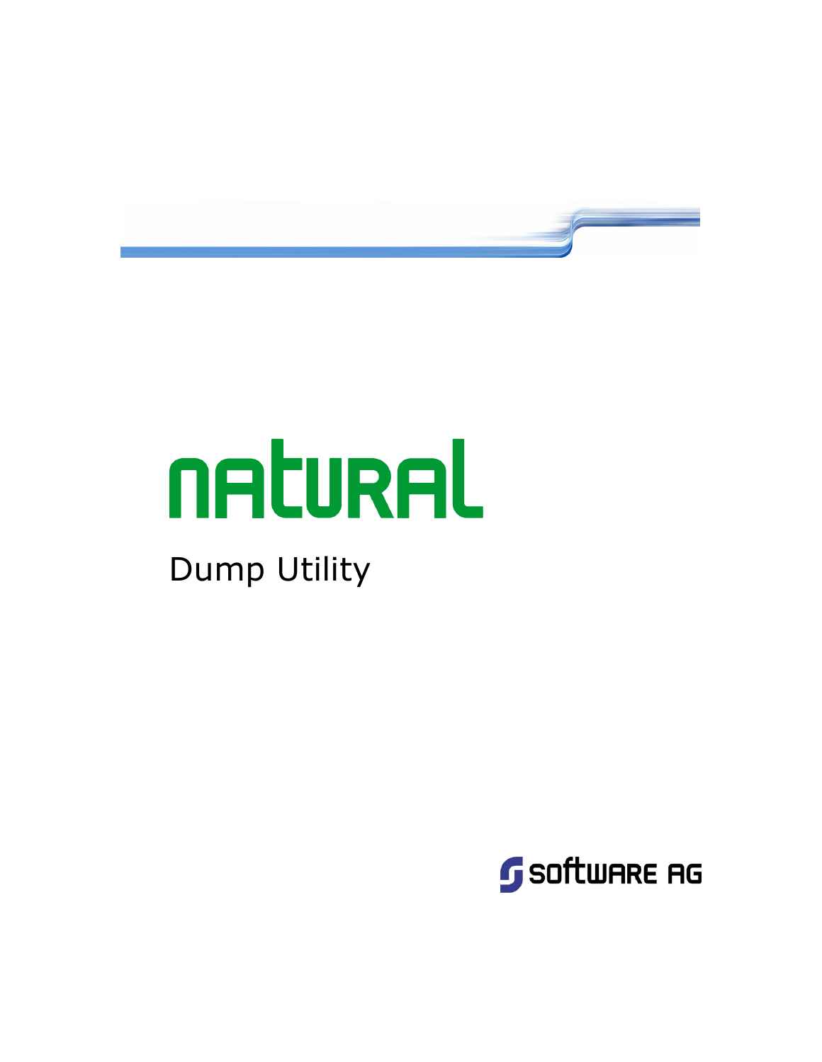# natural

## Dump Utility

SOFTWARE AG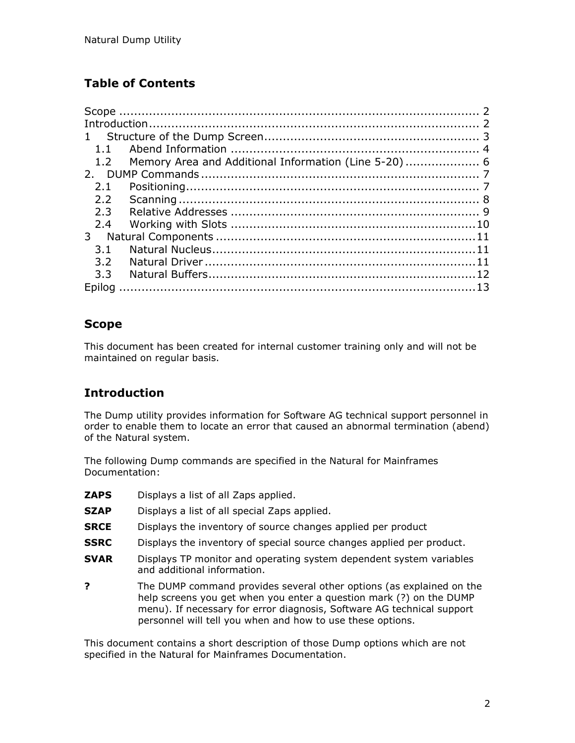## Table of Contents

Scope ................................................................................................ 2
Introduction......................................................................................... 2
1 Structure of the Dump Screen......................................................... 3
  1.1 Abend Information ................................................................. 4
  1.2 Memory Area and Additional Information (Line 5-20) ................... 6
2. DUMP Commands ......................................................................... 7
  2.1 Positioning.............................................................................. 7
  2.2 Scanning ................................................................................ 8
  2.3 Relative Addresses .................................................................. 9
  2.4 Working with Slots ................................................................. 10
3 Natural Components ..................................................................... 11
  3.1 Natural Nucleus...................................................................... 11
  3.2 Natural Driver ........................................................................ 11
  3.3 Natural Buffers....................................................................... 12
Epilog ............................................................................................... 13

## Scope

This document has been created for internal customer training only and will not be maintained on regular basis.

## Introduction

The Dump utility provides information for Software AG technical support personnel in order to enable them to locate an error that caused an abnormal termination (abend) of the Natural system.

The following Dump commands are specified in the Natural for Mainframes Documentation:

**ZAPS** Displays a list of all Zaps applied.

**SZAP** Displays a list of all special Zaps applied.

**SRCE** Displays the inventory of source changes applied per product

**SSRC** Displays the inventory of special source changes applied per product.

**SVAR** Displays TP monitor and operating system dependent system variables and additional information.

**?** The DUMP command provides several other options (as explained on the help screens you get when you enter a question mark (?) on the DUMP menu). If necessary for error diagnosis, Software AG technical support personnel will tell you when and how to use these options.

This document contains a short description of those Dump options which are not specified in the Natural for Mainframes Documentation.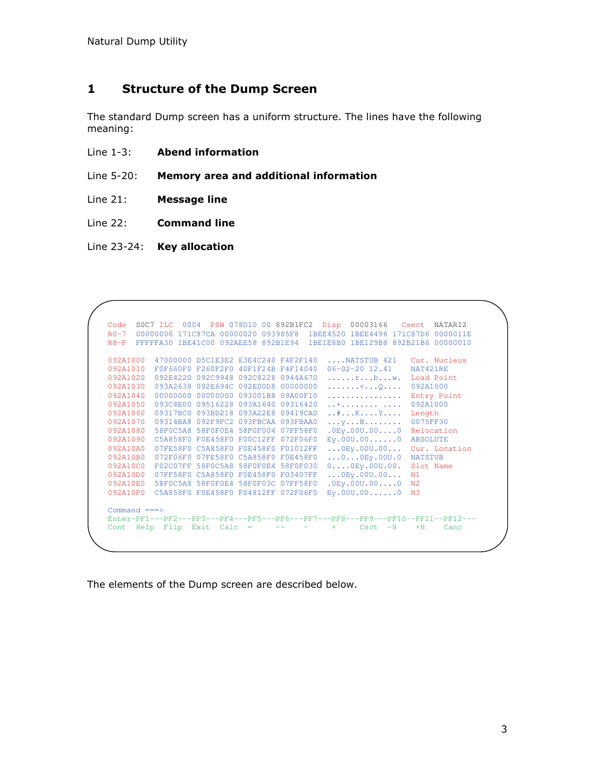# 1 Structure of the Dump Screen

The standard Dump screen has a uniform structure. The lines have the following meaning:

Line 1-3: **Abend information**

Line 5-20: **Memory area and additional information**

Line 21: **Message line**

Line 22: **Command line**

Line 23-24: **Key allocation**

```
Code   S0C7 ILC  0004  PSW 078D10 00 892B1FC2  Disp  00003166   Csect  NATARI2
R0-7   00000006 171C87CA 00000020 093985F8  1BEE4520 1BEE4496 171C87D6 0000011E
R8-F   FFFFFA30 1BE41C00 092AEE58 892B1E94  1BE1E8B0 1BE129B8 892B21B6 00000010

092A1000  47000000 D5C1E3E2 E3E4C240 F4F2F140  ....NATSTUB 421   Cur. Nucleus
092A1010  F0F660F0 F260F2F0 40F1F24B F4F14040  06-02-20 12.41    NAT421RE
092A1020  092E4220 092C9948 092C8228 0944A670  ......r...b...w.  Load Point
092A1030  093A2638 092E694C 092E00D8 00000000  .......<...Q....  092A1000
092A1040  00000000 00000000 093001B8 09A00F10  ................  Entry Point
092A1050  093C4E00 09516228 093A1640 09316420  ..+........ ....  092A1000
092A1060  09317BC0 093BD218 093A22E8 09419CA0  ..#...K....Y....  Length
092A1070  09314BA8 092F9FC2 093FBCAA 093FBAA0  ...y...B........  0075FF30
092A1080  58F0C5A8 58F0F0E4 58F0F004 07FF58F0  .0Ey.00U.00....0  Relocation
092A1090  C5A858F0 F0E458F0 F00C12FF 072F06F0  Ey.00U.00......0  ABSOLUTE
092A10A0  07FE58F0 C5A858F0 F0E458F0 F01012FF  ...0Ey.00U.00...  Cur. Location
092A10B0  072F06F0 07FE58F0 C5A858F0 F0E458F0  ...0...0Ey.00U.0  NATSTUB
092A10C0  F02C07FF 58F0C5A8 58F0F0E4 58F0F030  0....0Ey.00U.00.  Slot Name
092A10D0  07FF58F0 C5A858F0 F0E458F0 F03407FF  ...0Ey.00U.00...  N1
092A10E0  58F0C5A8 58F0F0E4 58F0F03C 07FF58F0  .0Ey.00U.00....0  N2
092A10F0  C5A858F0 F0E458F0 F04812FF 072F06F0  Ey.00U.00......0  N3

Command ===>
Enter-PF1---PF2---PF3---PF4---PF5---PF6---PF7---PF8---PF9---PF10--PF11--PF12---
Cont  Help  Flip  Exit  Calc  =     --    -     +     Csct  -H    +H    Canc
```

The elements of the Dump screen are described below.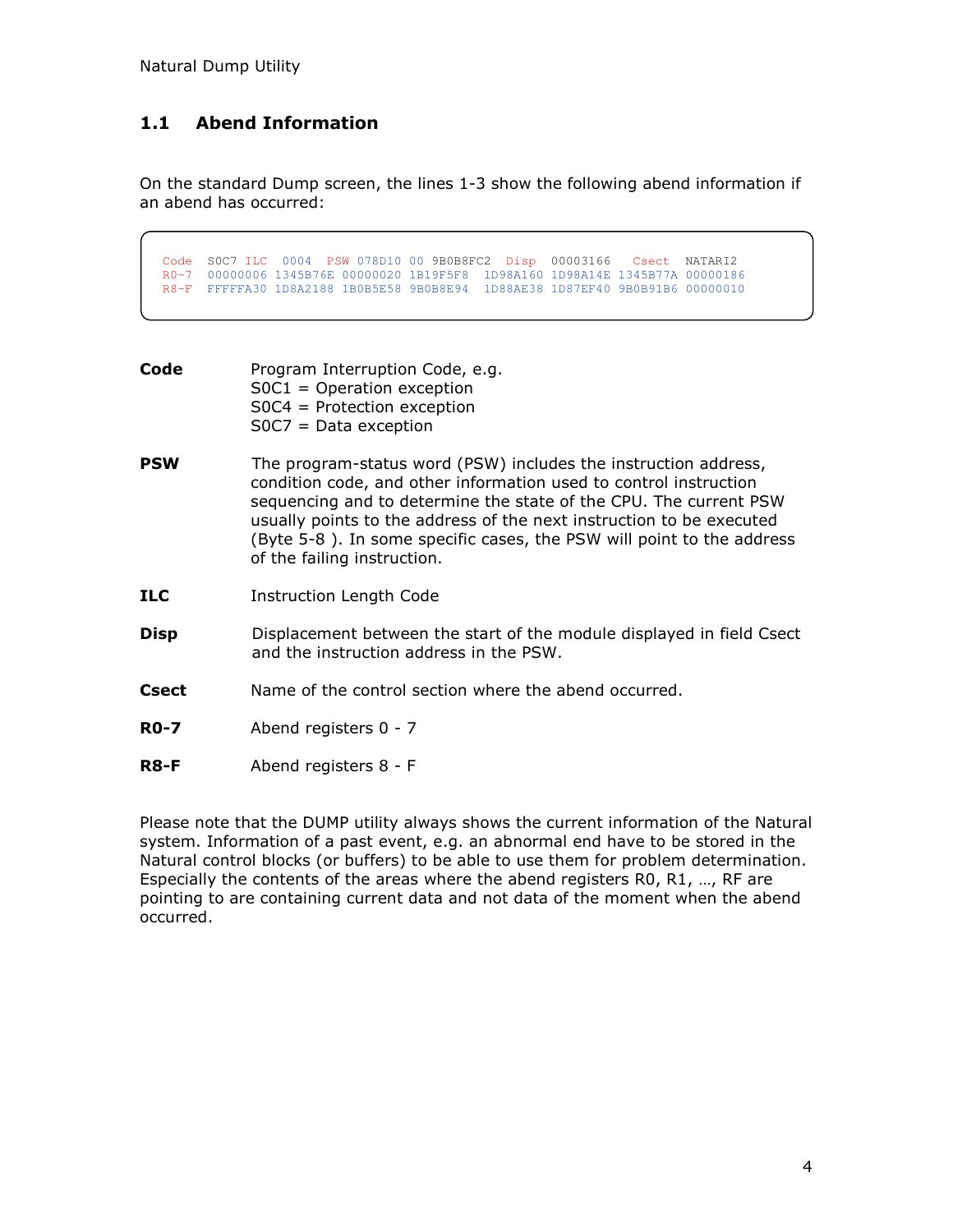## 1.1 Abend Information

On the standard Dump screen, the lines 1-3 show the following abend information if an abend has occurred:

```
Code  S0C7 ILC  0004  PSW 078D10 00 9B0B8FC2  Disp  00003166   Csect  NATARI2
R0-7  00000006 1345B76E 00000020 1B19F5F8  1D98A160 1D98A14E 1345B77A 00000186
R8-F  FFFFFA30 1D8A2188 1B0B5E58 9B0B8E94  1D88AE38 1D87EF40 9B0B91B6 00000010
```

**Code** Program Interruption Code, e.g.
S0C1 = Operation exception
S0C4 = Protection exception
S0C7 = Data exception

**PSW** The program-status word (PSW) includes the instruction address, condition code, and other information used to control instruction sequencing and to determine the state of the CPU. The current PSW usually points to the address of the next instruction to be executed (Byte 5-8 ). In some specific cases, the PSW will point to the address of the failing instruction.

**ILC** Instruction Length Code

**Disp** Displacement between the start of the module displayed in field Csect and the instruction address in the PSW.

**Csect** Name of the control section where the abend occurred.

**R0-7** Abend registers 0 - 7

**R8-F** Abend registers 8 - F

Please note that the DUMP utility always shows the current information of the Natural system. Information of a past event, e.g. an abnormal end have to be stored in the Natural control blocks (or buffers) to be able to use them for problem determination. Especially the contents of the areas where the abend registers R0, R1, …, RF are pointing to are containing current data and not data of the moment when the abend occurred.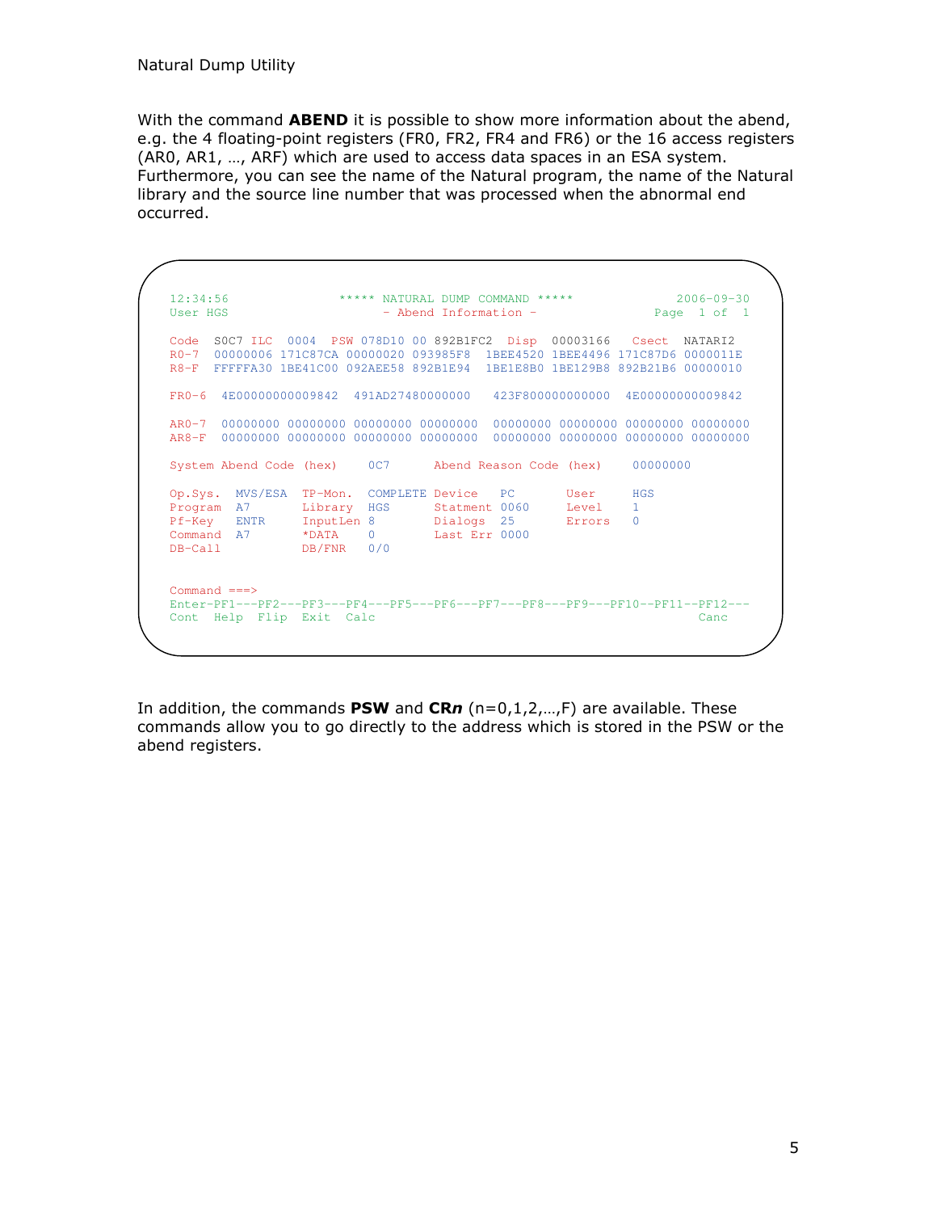With the command **ABEND** it is possible to show more information about the abend, e.g. the 4 floating-point registers (FR0, FR2, FR4 and FR6) or the 16 access registers (AR0, AR1, …, ARF) which are used to access data spaces in an ESA system. Furthermore, you can see the name of the Natural program, the name of the Natural library and the source line number that was processed when the abnormal end occurred.

```
12:34:56              ***** NATURAL DUMP COMMAND *****              2006-09-30
User HGS                     - Abend Information -                  Page  1 of  1

Code  S0C7 ILC  0004  PSW 078D10 00 892B1FC2  Disp  00003166   Csect  NATARI2
R0-7  00000006 171C87CA 00000020 093985F8  1BEE4520 1BEE4496 171C87D6 0000011E
R8-F  FFFFFA30 1BE41C00 092AEE58 892B1E94  1BE1E8B0 1BE129B8 892B21B6 00000010

FR0-6  4E00000000009842  491AD27480000000   423F800000000000  4E00000000009842

AR0-7  00000000 00000000 00000000 00000000  00000000 00000000 00000000 00000000
AR8-F  00000000 00000000 00000000 00000000  00000000 00000000 00000000 00000000

System Abend Code (hex)     0C7      Abend Reason Code (hex)     00000000

Op.Sys.  MVS/ESA  TP-Mon.  COMPLETE Device   PC       User     HGS
Program  A7       Library  HGS      Statment 0060     Level    1
Pf-Key   ENTR     InputLen 8        Dialogs  25       Errors   0
Command  A7       *DATA    0        Last Err 0000
DB-Call           DB/FNR   0/0


Command ===>
Enter-PF1---PF2---PF3---PF4---PF5---PF6---PF7---PF8---PF9---PF10--PF11--PF12---
Cont  Help  Flip  Exit  Calc                                             Canc
```

In addition, the commands **PSW** and **CR*n*** (n=0,1,2,…,F) are available. These commands allow you to go directly to the address which is stored in the PSW or the abend registers.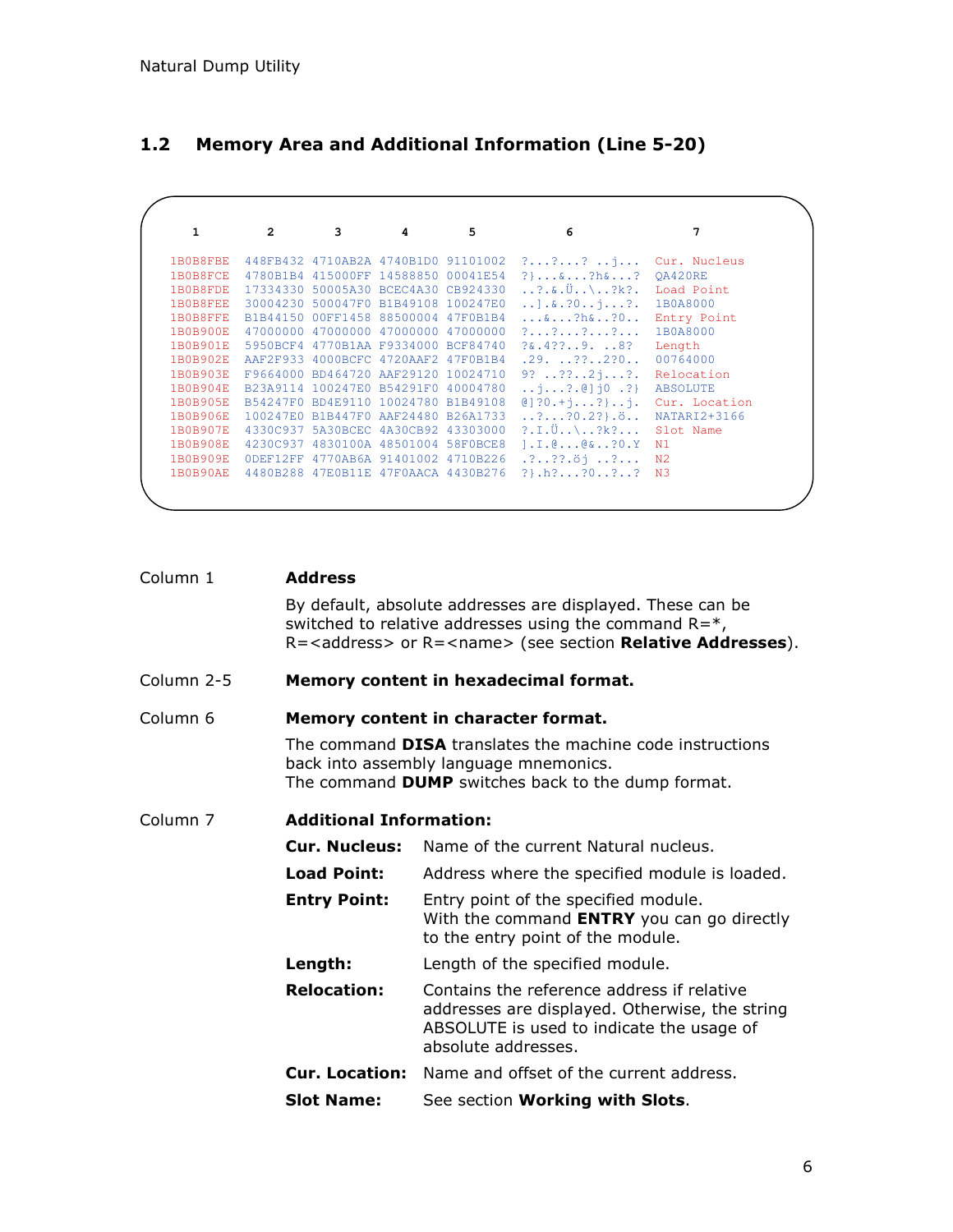## 1.2 Memory Area and Additional Information (Line 5-20)

```
   1          2        3        4        5             6               7

1B0B8FBE  448FB432 4710AB2A 4740B1D0 91101002  ?...?...? ..j...  Cur. Nucleus
1B0B8FCE  4780B1B4 415000FF 14588850 00041E54  ?}...&...?h&...?  QA420RE
1B0B8FDE  17334330 50005A30 BCEC4A30 CB924330  ..?.&.Ü..\..?k?.  Load Point
1B0B8FEE  30004230 500047F0 B1B49108 100247E0  ..].&.?0..j...?.  1B0A8000
1B0B8FFE  B1B44150 00FF1458 88500004 47F0B1B4  ...&....?h&..?0..  Entry Point
1B0B900E  47000000 47000000 47000000 47000000  ?...?...?...?...  1B0A8000
1B0B901E  5950BCF4 4770B1AA F9334000 BCF84740  ?&.4??..9. ..8?  Length
1B0B902E  AAF2F933 4000BCFC 4720AAF2 47F0B1B4  .29. ..??..2?0..  00764000
1B0B903E  F9664000 BD464720 AAF29120 10024710  9? ..??..2j...?.  Relocation
1B0B904E  B23A9114 100247E0 B54291F0 40004780  ..j...?.@]j0 .?}  ABSOLUTE
1B0B905E  B54247F0 BD4E9110 10024780 B1B49108  @]?0.+j...?}..j.  Cur. Location
1B0B906E  100247E0 B1B447F0 AAF24480 B26A1733  ..?...?0.2?}.ö..  NATARI2+3166
1B0B907E  4330C937 5A30BCEC 4A30CB92 43303000  ?.I.Ü..\..?k?...  Slot Name
1B0B908E  4230C937 4830100A 48501004 58F0BCE8  ].I.@...@&..?0.Y  N1
1B0B909E  0DEF12FF 4770AB6A 91401002 4710B226  .?..??.öj ..?...  N2
1B0B90AE  4480B288 47E0B11E 47F0AACA 4430B276  ?}.h?...?0..?..?  N3
```

**Column 1** — **Address**

By default, absolute addresses are displayed. These can be switched to relative addresses using the command R=*, R=<address> or R=<name> (see section **Relative Addresses**).

**Column 2-5** — **Memory content in hexadecimal format.**

**Column 6** — **Memory content in character format.**

The command **DISA** translates the machine code instructions back into assembly language mnemonics.
The command **DUMP** switches back to the dump format.

**Column 7** — **Additional Information:**

| | |
|---|---|
| **Cur. Nucleus:** | Name of the current Natural nucleus. |
| **Load Point:** | Address where the specified module is loaded. |
| **Entry Point:** | Entry point of the specified module. With the command **ENTRY** you can go directly to the entry point of the module. |
| **Length:** | Length of the specified module. |
| **Relocation:** | Contains the reference address if relative addresses are displayed. Otherwise, the string ABSOLUTE is used to indicate the usage of absolute addresses. |
| **Cur. Location:** | Name and offset of the current address. |
| **Slot Name:** | See section **Working with Slots**. |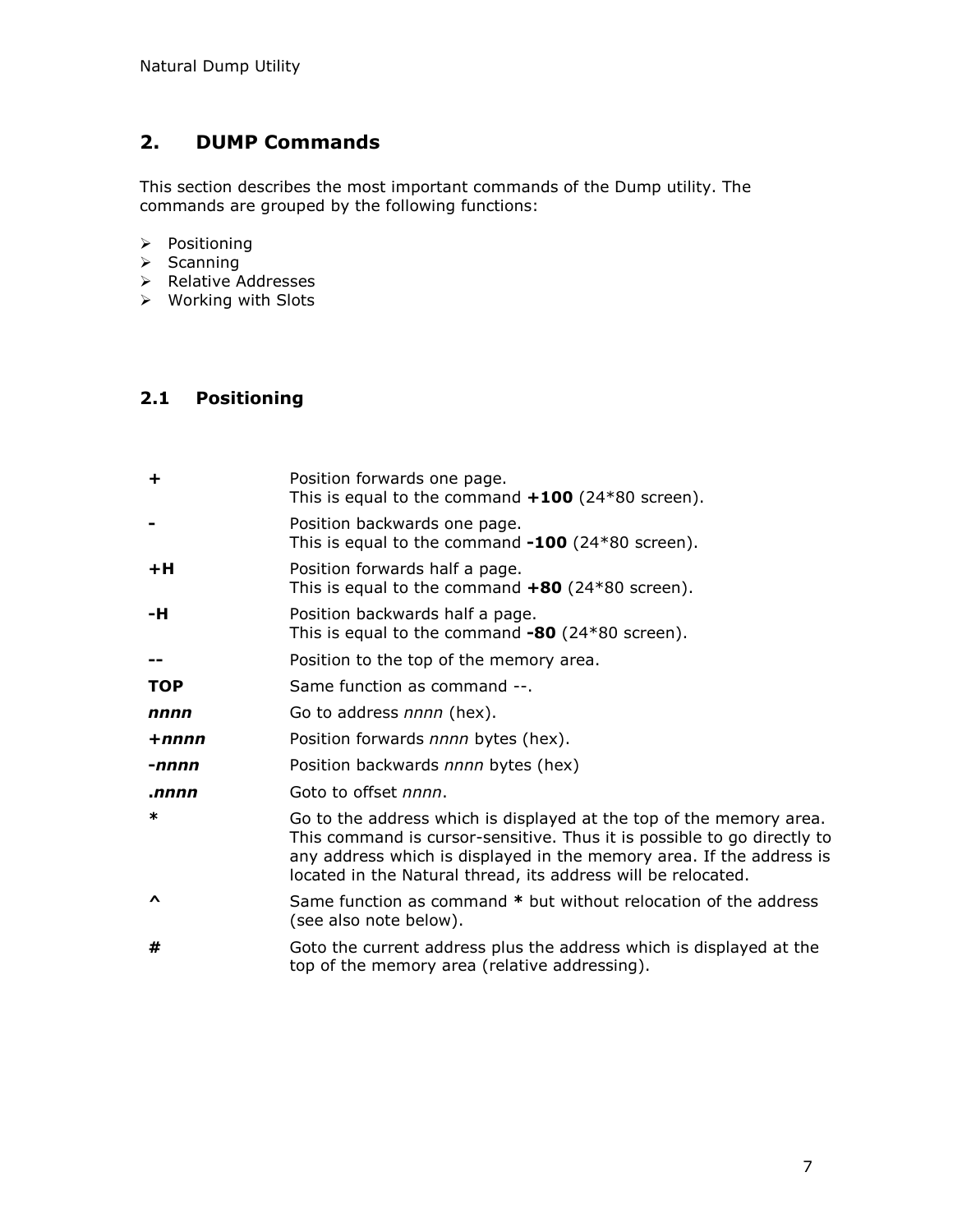## 2. DUMP Commands

This section describes the most important commands of the Dump utility. The commands are grouped by the following functions:

- Positioning
- Scanning
- Relative Addresses
- Working with Slots

### 2.1 Positioning

| | |
|---|---|
| **+** | Position forwards one page.<br>This is equal to the command **+100** (24*80 screen). |
| **-** | Position backwards one page.<br>This is equal to the command **-100** (24*80 screen). |
| **+H** | Position forwards half a page.<br>This is equal to the command **+80** (24*80 screen). |
| **-H** | Position backwards half a page.<br>This is equal to the command **-80** (24*80 screen). |
| **--** | Position to the top of the memory area. |
| **TOP** | Same function as command --. |
| ***nnnn*** | Go to address *nnnn* (hex). |
| **+*nnnn*** | Position forwards *nnnn* bytes (hex). |
| **-*nnnn*** | Position backwards *nnnn* bytes (hex) |
| **.*nnnn*** | Goto to offset *nnnn*. |
| **\*** | Go to the address which is displayed at the top of the memory area. This command is cursor-sensitive. Thus it is possible to go directly to any address which is displayed in the memory area. If the address is located in the Natural thread, its address will be relocated. |
| **^** | Same function as command **\*** but without relocation of the address (see also note below). |
| **#** | Goto the current address plus the address which is displayed at the top of the memory area (relative addressing). |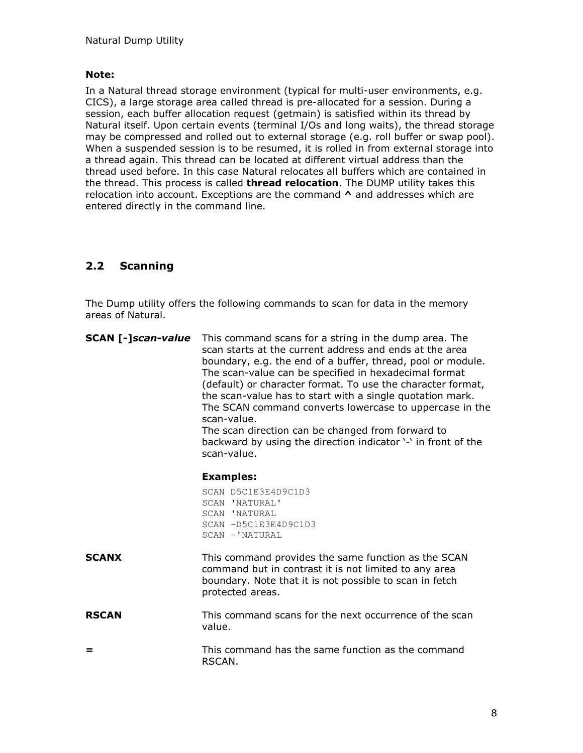**Note:**

In a Natural thread storage environment (typical for multi-user environments, e.g. CICS), a large storage area called thread is pre-allocated for a session. During a session, each buffer allocation request (getmain) is satisfied within its thread by Natural itself. Upon certain events (terminal I/Os and long waits), the thread storage may be compressed and rolled out to external storage (e.g. roll buffer or swap pool). When a suspended session is to be resumed, it is rolled in from external storage into a thread again. This thread can be located at different virtual address than the thread used before. In this case Natural relocates all buffers which are contained in the thread. This process is called **thread relocation**. The DUMP utility takes this relocation into account. Exceptions are the command **^** and addresses which are entered directly in the command line.

## 2.2 Scanning

The Dump utility offers the following commands to scan for data in the memory areas of Natural.

**SCAN [-]*scan-value***

This command scans for a string in the dump area. The scan starts at the current address and ends at the area boundary, e.g. the end of a buffer, thread, pool or module. The scan-value can be specified in hexadecimal format (default) or character format. To use the character format, the scan-value has to start with a single quotation mark. The SCAN command converts lowercase to uppercase in the scan-value.
The scan direction can be changed from forward to backward by using the direction indicator '-' in front of the scan-value.

**Examples:**

```
SCAN D5C1E3E4D9C1D3
SCAN 'NATURAL'
SCAN 'NATURAL
SCAN -D5C1E3E4D9C1D3
SCAN -'NATURAL
```

**SCANX**

This command provides the same function as the SCAN command but in contrast it is not limited to any area boundary. Note that it is not possible to scan in fetch protected areas.

**RSCAN**

This command scans for the next occurrence of the scan value.

**=**

This command has the same function as the command RSCAN.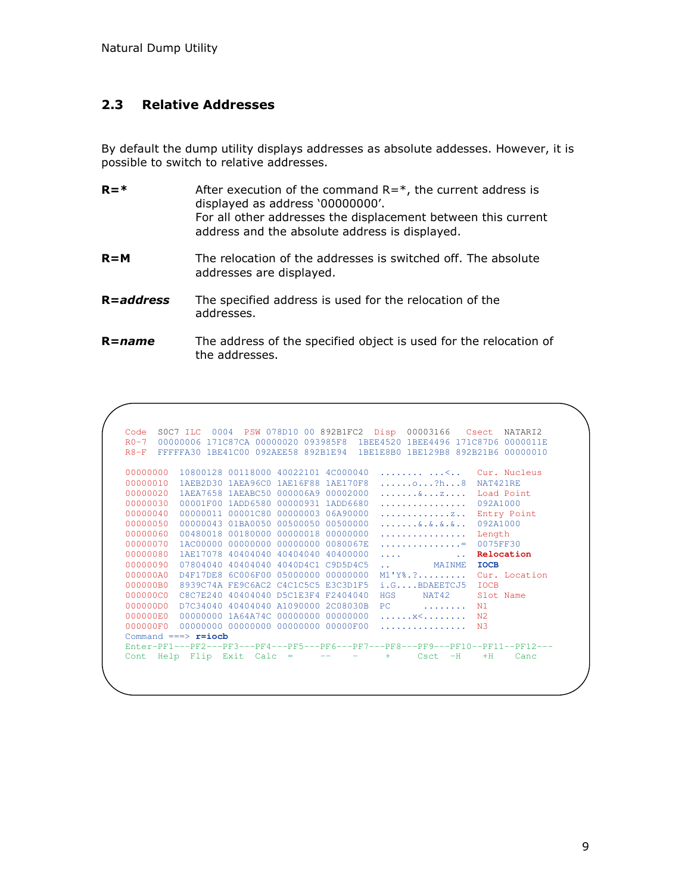## 2.3 Relative Addresses

By default the dump utility displays addresses as absolute addesses. However, it is possible to switch to relative addresses.

**R=\*** After execution of the command R=\*, the current address is displayed as address '00000000'. For all other addresses the displacement between this current address and the absolute address is displayed.

**R=M** The relocation of the addresses is switched off. The absolute addresses are displayed.

**R=*address*** The specified address is used for the relocation of the addresses.

**R=*name*** The address of the specified object is used for the relocation of the addresses.

```
Code   S0C7 ILC   0004  PSW 078D10 00 892B1FC2  Disp  00003166   Csect  NATARI2
R0-7   00000006 171C87CA 00000020 093985F8  1BEE4520 1BEE4496 171C87D6 0000011E
R8-F   FFFFFA30 1BE41C00 092AEE58 892B1E94  1BE1E8B0 1BE129B8 892B21B6 00000010

00000000  10800128 00118000 40022101 4C000040  ........ ...<..   Cur. Nucleus
00000010  1AEB2D30 1AEA96C0 1AE16F88 1AE170F8  ......o...?h...8  NAT421RE
00000020  1AEA7658 1AEABC50 000006A9 00002000  .......&...z....  Load Point
00000030  00001F00 1ADD6580 00000931 1ADD6680  ................  092A1000
00000040  00000011 00001C80 00000003 06A90000  .............z..  Entry Point
00000050  00000043 01BA0050 00500050 00500000  .......&.&.&.&..  092A1000
00000060  00480018 00180000 00000018 00000000  ................  Length
00000070  1AC00000 00000000 00000000 0080067E  ...............=  0075FF30
00000080  1AE17078 40404040 40404040 40400000  ....            ..  Relocation
00000090  07804040 40404040 4040D4C1 C9D5D4C5  ..        MAINME  IOCB
000000A0  D4F17DE8 6C006F00 05000000 00000000  M1'Y%.?.........  Cur. Location
000000B0  8939C74A FE9C6AC2 C4C1C5C5 E3C3D1F5  i.G....BDAEETCJ5  IOCB
000000C0  C8C7E240 40404040 D5C1E3F4 F2404040  HGS      NAT42    Slot Name
000000D0  D7C34040 40404040 A1090000 2C08030B  PC        ........  N1
000000E0  00000000 1A64A74C 00000000 00000000  ......x<........  N2
000000F0  00000000 00000000 00000000 00000F00  ................  N3
Command ===> r=iocb
Enter-PF1---PF2---PF3---PF4---PF5---PF6---PF7---PF8---PF9---PF10--PF11--PF12---
Cont  Help  Flip  Exit  Calc  =     --    -     +     Csct  -H    +H    Canc
```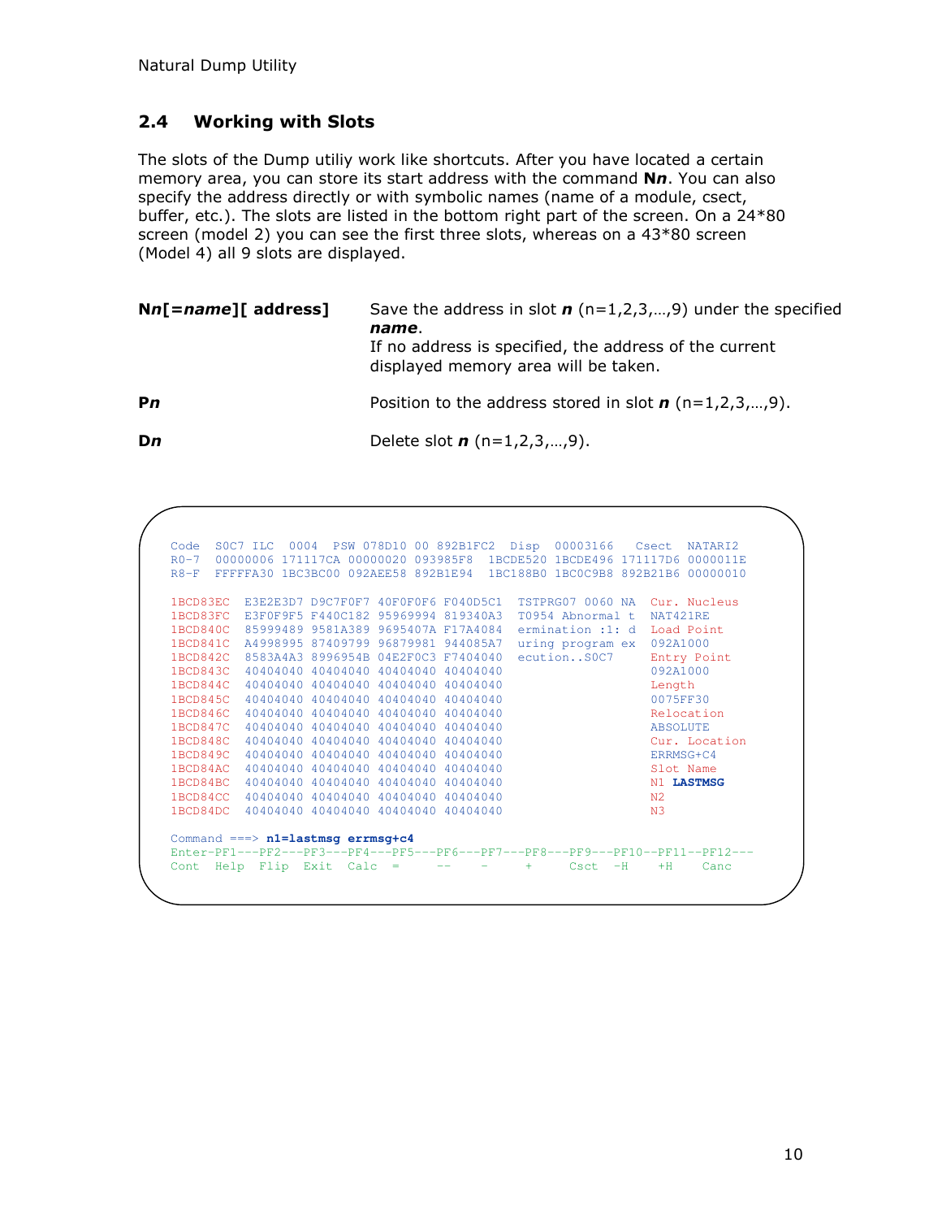## 2.4 Working with Slots

The slots of the Dump utiliy work like shortcuts. After you have located a certain memory area, you can store its start address with the command **N*n***. You can also specify the address directly or with symbolic names (name of a module, csect, buffer, etc.). The slots are listed in the bottom right part of the screen. On a 24*80 screen (model 2) you can see the first three slots, whereas on a 43*80 screen (Model 4) all 9 slots are displayed.

| | |
|---|---|
| **N*n*[=*name*][ address]** | Save the address in slot ***n*** (n=1,2,3,…,9) under the specified ***name***. If no address is specified, the address of the current displayed memory area will be taken. |
| **P*n*** | Position to the address stored in slot ***n*** (n=1,2,3,…,9). |
| **D*n*** | Delete slot ***n*** (n=1,2,3,…,9). |

```
Code  S0C7 ILC   0004  PSW 078D10 00 892B1FC2  Disp  00003166   Csect  NATARI2
R0-7  00000006 171117CA 00000020 093985F8  1BCDE520 1BCDE496 171117D6 0000011E
R8-F  FFFFFA30 1BC3BC00 092AEE58 892B1E94  1BC188B0 1BC0C9B8 892B21B6 00000010

1BCD83EC  E3E2E3D7 D9C7F0F7 40F0F0F6 F040D5C1  TSTPRG07 0060 NA  Cur. Nucleus
1BCD83FC  E3F0F9F5 F440C182 95969994 819340A3  T0954 Abnormal t  NAT421RE
1BCD840C  85999489 9581A389 9695407A F17A4084  ermination :1: d  Load Point
1BCD841C  A4998995 87409799 96879981 944085A7  uring program ex  092A1000
1BCD842C  8583A4A3 8996954B 04E2F0C3 F7404040  ecution..S0C7     Entry Point
1BCD843C  40404040 40404040 40404040 40404040                    092A1000
1BCD844C  40404040 40404040 40404040 40404040                    Length
1BCD845C  40404040 40404040 40404040 40404040                    0075FF30
1BCD846C  40404040 40404040 40404040 40404040                    Relocation
1BCD847C  40404040 40404040 40404040 40404040                    ABSOLUTE
1BCD848C  40404040 40404040 40404040 40404040                    Cur. Location
1BCD849C  40404040 40404040 40404040 40404040                    ERRMSG+C4
1BCD84AC  40404040 40404040 40404040 40404040                    Slot Name
1BCD84BC  40404040 40404040 40404040 40404040                    N1 LASTMSG
1BCD84CC  40404040 40404040 40404040 40404040                    N2
1BCD84DC  40404040 40404040 40404040 40404040                    N3

Command ===> n1=lastmsg errmsg+c4
Enter-PF1---PF2---PF3---PF4---PF5---PF6---PF7---PF8---PF9---PF10--PF11--PF12---
Cont  Help  Flip  Exit  Calc  =     --    -     +     Csct  -H    +H    Canc
```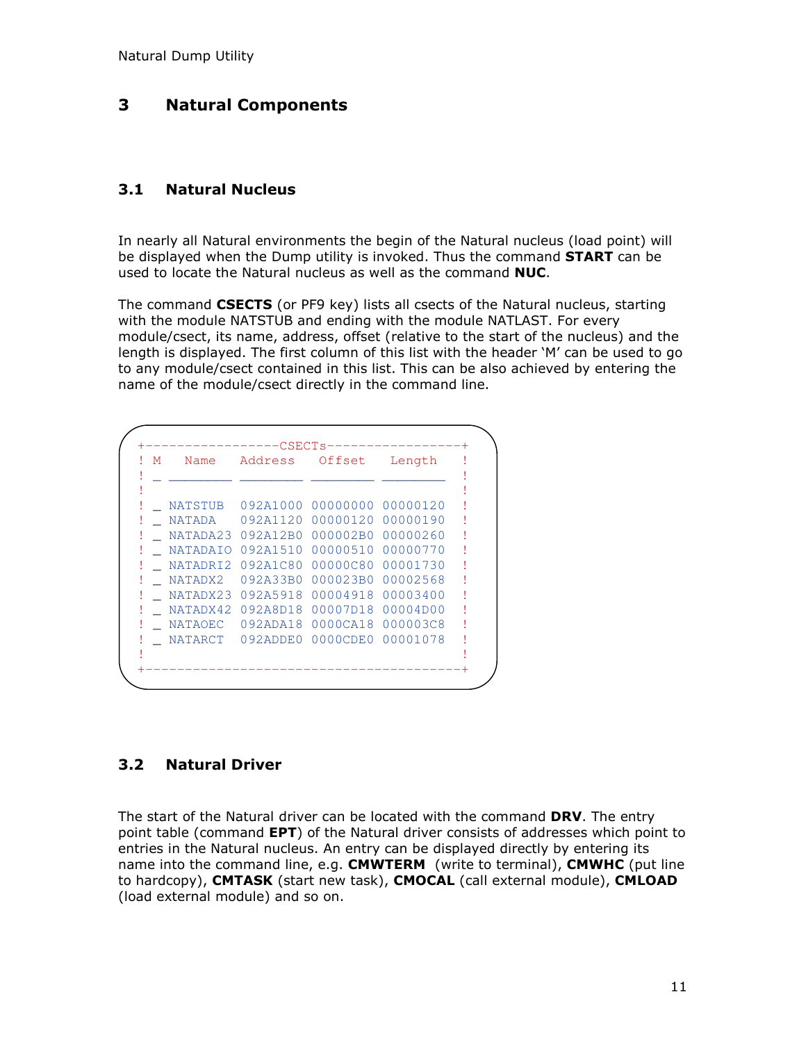# 3 Natural Components

## 3.1 Natural Nucleus

In nearly all Natural environments the begin of the Natural nucleus (load point) will be displayed when the Dump utility is invoked. Thus the command **START** can be used to locate the Natural nucleus as well as the command **NUC**.

The command **CSECTS** (or PF9 key) lists all csects of the Natural nucleus, starting with the module NATSTUB and ending with the module NATLAST. For every module/csect, its name, address, offset (relative to the start of the nucleus) and the length is displayed. The first column of this list with the header 'M' can be used to go to any module/csect contained in this list. This can be also achieved by entering the name of the module/csect directly in the command line.

```
+-----------------CSECTs-----------------+
! M   Name    Address   Offset    Length  !
! _ ________ ________ ________ ________  !
!                                        !
! _ NATSTUB  092A1000 00000000 00000120  !
! _ NATADA   092A1120 00000120 00000190  !
! _ NATADA23 092A12B0 000002B0 00000260  !
! _ NATADAIO 092A1510 00000510 00000770  !
! _ NATADRI2 092A1C80 00000C80 00001730  !
! _ NATADX2  092A33B0 000023B0 00002568  !
! _ NATADX23 092A5918 00004918 00003400  !
! _ NATADX42 092A8D18 00007D18 00004D00  !
! _ NATAOEC  092ADA18 0000CA18 000003C8  !
! _ NATARCT  092ADDE0 0000CDE0 00001078  !
!                                        !
+----------------------------------------+
```

## 3.2 Natural Driver

The start of the Natural driver can be located with the command **DRV**. The entry point table (command **EPT**) of the Natural driver consists of addresses which point to entries in the Natural nucleus. An entry can be displayed directly by entering its name into the command line, e.g. **CMWTERM** (write to terminal), **CMWHC** (put line to hardcopy), **CMTASK** (start new task), **CMOCAL** (call external module), **CMLOAD** (load external module) and so on.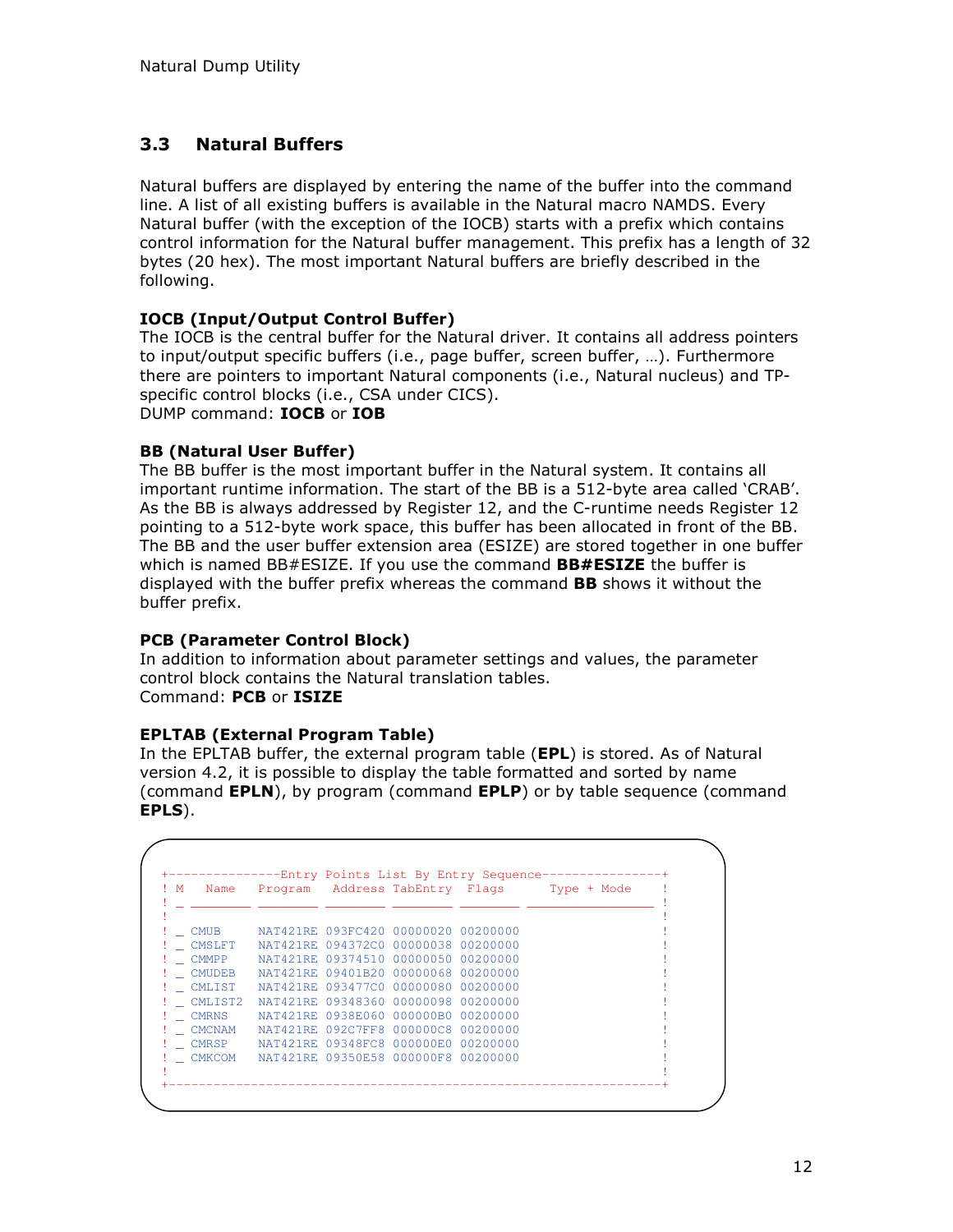## 3.3 Natural Buffers

Natural buffers are displayed by entering the name of the buffer into the command line. A list of all existing buffers is available in the Natural macro NAMDS. Every Natural buffer (with the exception of the IOCB) starts with a prefix which contains control information for the Natural buffer management. This prefix has a length of 32 bytes (20 hex). The most important Natural buffers are briefly described in the following.

**IOCB (Input/Output Control Buffer)**
The IOCB is the central buffer for the Natural driver. It contains all address pointers to input/output specific buffers (i.e., page buffer, screen buffer, …). Furthermore there are pointers to important Natural components (i.e., Natural nucleus) and TP-specific control blocks (i.e., CSA under CICS).
DUMP command: **IOCB** or **IOB**

**BB (Natural User Buffer)**
The BB buffer is the most important buffer in the Natural system. It contains all important runtime information. The start of the BB is a 512-byte area called 'CRAB'. As the BB is always addressed by Register 12, and the C-runtime needs Register 12 pointing to a 512-byte work space, this buffer has been allocated in front of the BB. The BB and the user buffer extension area (ESIZE) are stored together in one buffer which is named BB#ESIZE. If you use the command **BB#ESIZE** the buffer is displayed with the buffer prefix whereas the command **BB** shows it without the buffer prefix.

**PCB (Parameter Control Block)**
In addition to information about parameter settings and values, the parameter control block contains the Natural translation tables.
Command: **PCB** or **ISIZE**

**EPLTAB (External Program Table)**
In the EPLTAB buffer, the external program table (**EPL**) is stored. As of Natural version 4.2, it is possible to display the table formatted and sorted by name (command **EPLN**), by program (command **EPLP**) or by table sequence (command **EPLS**).

```
+---------------Entry Points List By Entry Sequence----------------+
! M   Name     Program   Address TabEntry  Flags       Type + Mode    !
! _ ________ ________ ________ ________ ________ _______________ !
!                                                                   !
! _ CMUB     NAT421RE 093FC420 00000020 00200000                    !
! _ CMSLFT   NAT421RE 094372C0 00000038 00200000                    !
! _ CMMPP    NAT421RE 09374510 00000050 00200000                    !
! _ CMUDEB   NAT421RE 09401B20 00000068 00200000                    !
! _ CMLIST   NAT421RE 093477C0 00000080 00200000                    !
! _ CMLIST2  NAT421RE 09348360 00000098 00200000                    !
! _ CMRNS    NAT421RE 0938E060 000000B0 00200000                    !
! _ CMCNAM   NAT421RE 092C7FF8 000000C8 00200000                    !
! _ CMRSP    NAT421RE 09348FC8 000000E0 00200000                    !
! _ CMKCOM   NAT421RE 09350E58 000000F8 00200000                    !
!                                                                   !
+-------------------------------------------------------------------+
```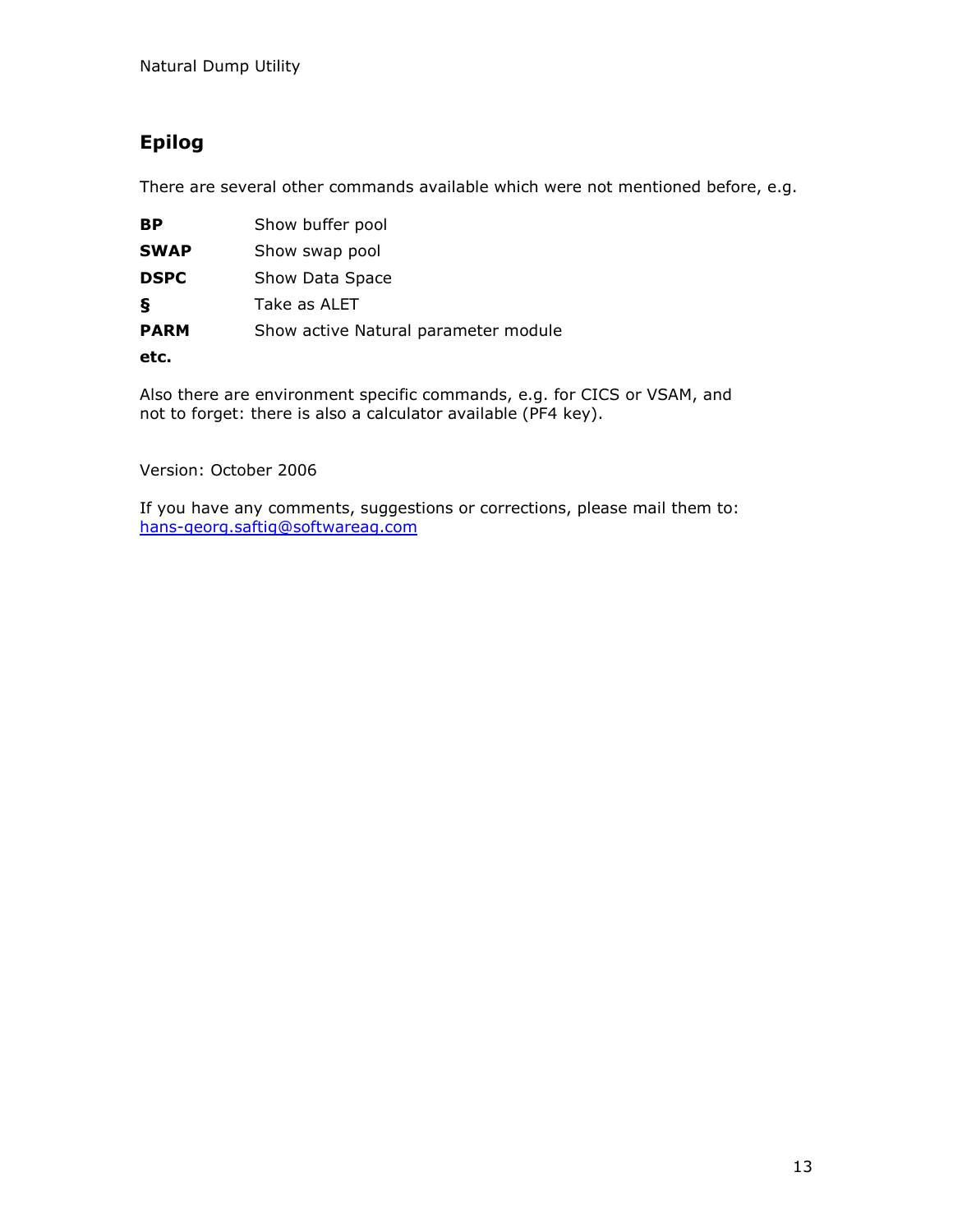## Epilog

There are several other commands available which were not mentioned before, e.g.

| | |
|---|---|
| **BP** | Show buffer pool |
| **SWAP** | Show swap pool |
| **DSPC** | Show Data Space |
| **§** | Take as ALET |
| **PARM** | Show active Natural parameter module |
| **etc.** | |

Also there are environment specific commands, e.g. for CICS or VSAM, and not to forget: there is also a calculator available (PF4 key).

Version: October 2006

If you have any comments, suggestions or corrections, please mail them to: hans-georg.saftig@softwareag.com